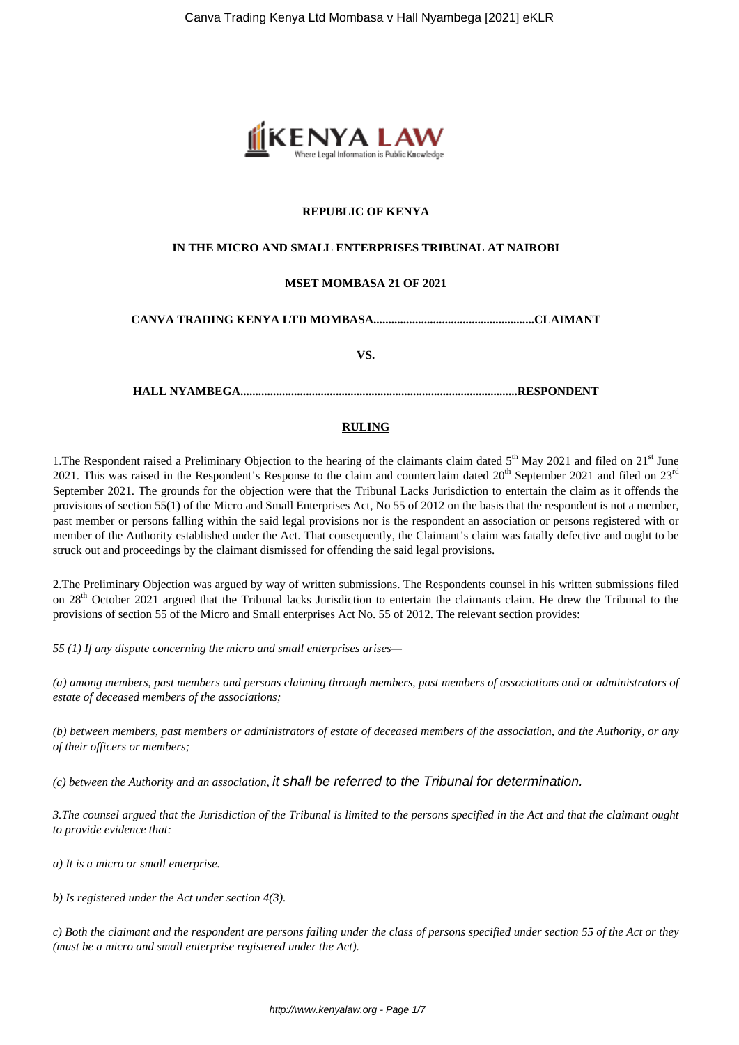**REPUBLIC OF KENYA**

**IN THE MICRO AND SMALL ENTERPRISES TRIBUNAL AT NAIROBI**

**MSET MOMBASA 21 OF 2021**

**CANVA TRADING KENYA LTD MOMBASA......................................................CLAIMANT**

**VS.**

**HALL NYAMBEGA...........................................................................................RESPONDENT**

**RULING**

1.The Respondent raised a Preliminary Objection to the hearing of the claimants claim dated 5th May 2021 and filed on 21st June 2021. This was raised in the Respondent's Response to the claim and counterclaim dated 20th September 2021 and filed on 23rd September 2021. The grounds for the objection were that the Tribunal Lacks Jurisdiction to entertain the claim as it offends the provisions of section 55(1) of the Micro and Small Enterprises Act, No 55 of 2012 on the basis that the respondent is not a member, past member or persons falling within the said legal provisions nor is the respondent an association or persons registered with or member of the Authority established under the Act. That consequently, the Claimant's claim was fatally defective and ought to be struck out and proceedings by the claimant dismissed for offending the said legal provisions.

2.The Preliminary Objection was argued by way of written submissions. The Respondents counsel in his written submissions filed on 28th October 2021 argued that the Tribunal lacks Jurisdiction to entertain the claimants claim. He drew the Tribunal to the provisions of section 55 of the Micro and Small enterprises Act No. 55 of 2012. The relevant section provides:

*55 (1) If any dispute concerning the micro and small enterprises arises—*

*(a) among members, past members and persons claiming through members, past members of associations and or administrators of estate of deceased members of the associations;*

*(b) between members, past members or administrators of estate of deceased members of the association, and the Authority, or any of their officers or members;*

*(c) between the Authority and an association,* it shall be referred to the Tribunal for determination.

*3.The counsel argued that the Jurisdiction of the Tribunal is limited to the persons specified in the Act and that the claimant ought to provide evidence that:*

*a) It is a micro or small enterprise.*

*b) Is registered under the Act under section 4(3).*

*c) Both the claimant and the respondent are persons falling under the class of persons specified under section 55 of the Act or they (must be a micro and small enterprise registered under the Act).*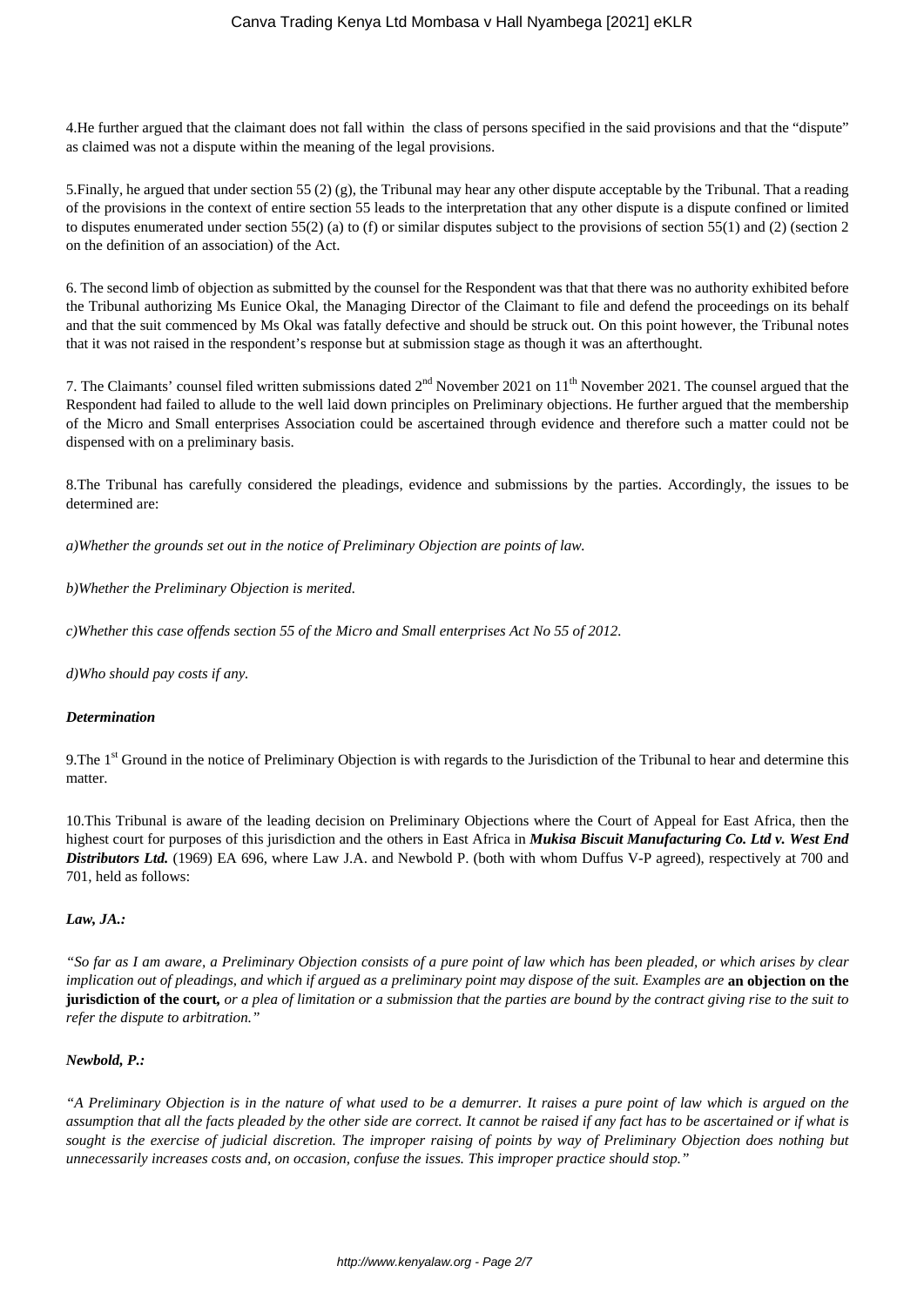4.He further argued that the claimant does not fall within  the class of persons specified in the said provisions and that the "dispute" as claimed was not a dispute within the meaning of the legal provisions.

5.Finally, he argued that under section 55 (2) (g), the Tribunal may hear any other dispute acceptable by the Tribunal. That a reading of the provisions in the context of entire section 55 leads to the interpretation that any other dispute is a dispute confined or limited to disputes enumerated under section 55(2) (a) to (f) or similar disputes subject to the provisions of section 55(1) and (2) (section 2 on the definition of an association) of the Act.

6. The second limb of objection as submitted by the counsel for the Respondent was that that there was no authority exhibited before the Tribunal authorizing Ms Eunice Okal, the Managing Director of the Claimant to file and defend the proceedings on its behalf and that the suit commenced by Ms Okal was fatally defective and should be struck out. On this point however, the Tribunal notes that it was not raised in the respondent's response but at submission stage as though it was an afterthought.

7. The Claimants' counsel filed written submissions dated 2nd November 2021 on 11th November 2021. The counsel argued that the Respondent had failed to allude to the well laid down principles on Preliminary objections. He further argued that the membership of the Micro and Small enterprises Association could be ascertained through evidence and therefore such a matter could not be dispensed with on a preliminary basis.

8.The Tribunal has carefully considered the pleadings, evidence and submissions by the parties. Accordingly, the issues to be determined are:

*a)Whether the grounds set out in the notice of Preliminary Objection are points of law.*

*b)Whether the Preliminary Objection is merited.*

*c)Whether this case offends section 55 of the Micro and Small enterprises Act No 55 of 2012.*

*d)Who should pay costs if any.*

***Determination***

9.The 1st Ground in the notice of Preliminary Objection is with regards to the Jurisdiction of the Tribunal to hear and determine this matter.

10.This Tribunal is aware of the leading decision on Preliminary Objections where the Court of Appeal for East Africa, then the highest court for purposes of this jurisdiction and the others in East Africa in ***Mukisa Biscuit Manufacturing Co. Ltd v. West End Distributors Ltd.*** (1969) EA 696, where Law J.A. and Newbold P. (both with whom Duffus V-P agreed), respectively at 700 and 701, held as follows:

***Law, JA.:***

*"So far as I am aware, a Preliminary Objection consists of a pure point of law which has been pleaded, or which arises by clear implication out of pleadings, and which if argued as a preliminary point may dispose of the suit. Examples are* **an objection on the jurisdiction of the court,** *or a plea of limitation or a submission that the parties are bound by the contract giving rise to the suit to refer the dispute to arbitration."*

***Newbold, P.:***

*"A Preliminary Objection is in the nature of what used to be a demurrer. It raises a pure point of law which is argued on the assumption that all the facts pleaded by the other side are correct. It cannot be raised if any fact has to be ascertained or if what is sought is the exercise of judicial discretion. The improper raising of points by way of Preliminary Objection does nothing but unnecessarily increases costs and, on occasion, confuse the issues. This improper practice should stop."*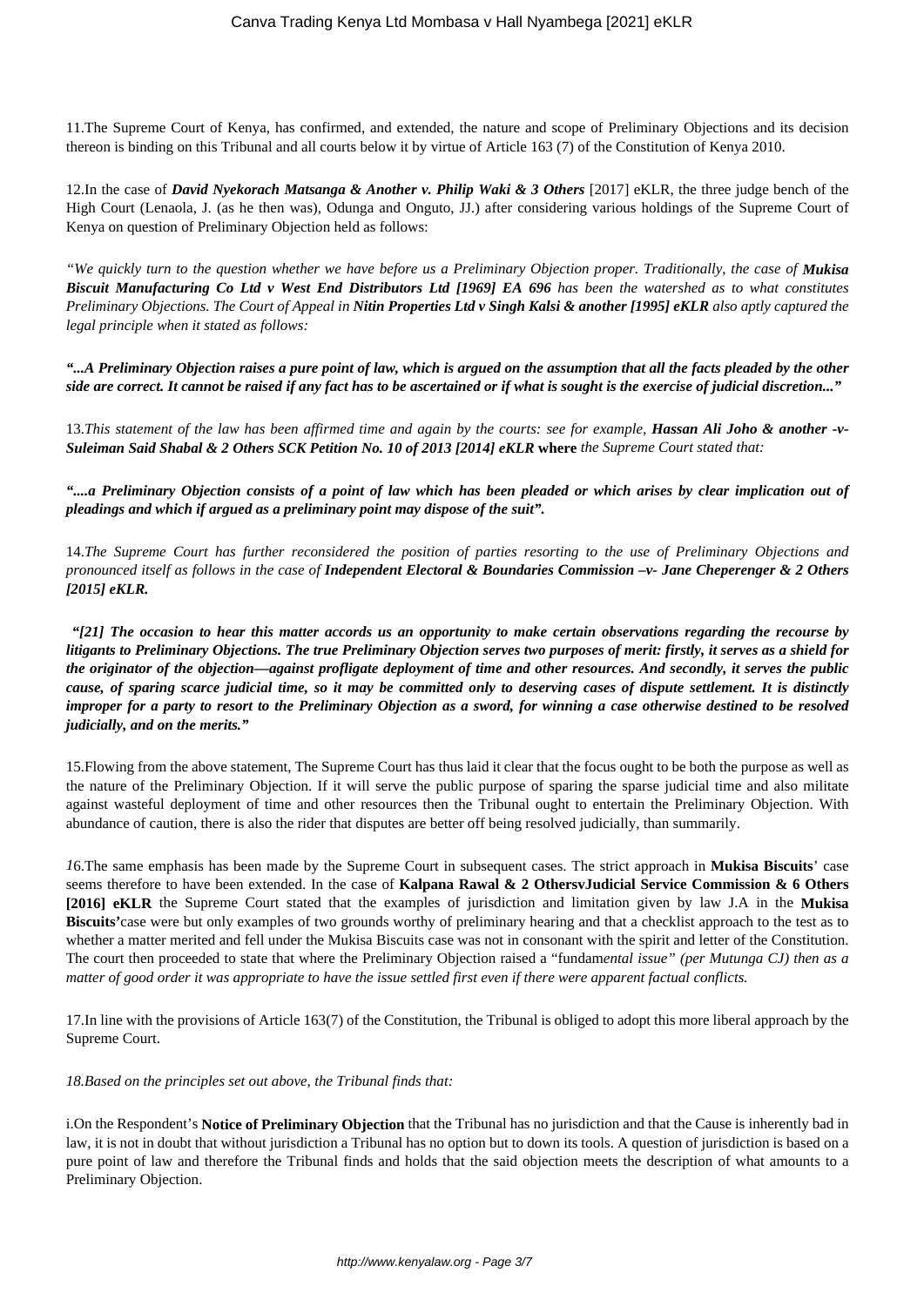11.The Supreme Court of Kenya, has confirmed, and extended, the nature and scope of Preliminary Objections and its decision thereon is binding on this Tribunal and all courts below it by virtue of Article 163 (7) of the Constitution of Kenya 2010.

12.In the case of ***David Nyekorach Matsanga & Another v. Philip Waki & 3 Others*** [2017] eKLR, the three judge bench of the High Court (Lenaola, J. (as he then was), Odunga and Onguto, JJ.) after considering various holdings of the Supreme Court of Kenya on question of Preliminary Objection held as follows:

*"We quickly turn to the question whether we have before us a Preliminary Objection proper. Traditionally, the case of **Mukisa Biscuit Manufacturing Co Ltd v West End Distributors Ltd [1969] EA 696** has been the watershed as to what constitutes Preliminary Objections. The Court of Appeal in **Nitin Properties Ltd v Singh Kalsi & another [1995] eKLR** also aptly captured the legal principle when it stated as follows:*

***"...A Preliminary Objection raises a pure point of law, which is argued on the assumption that all the facts pleaded by the other side are correct. It cannot be raised if any fact has to be ascertained or if what is sought is the exercise of judicial discretion..."***

13.*This statement of the law has been affirmed time and again by the courts: see for example,* ***Hassan Ali Joho & another -v- Suleiman Said Shabal & 2 Others SCK Petition No. 10 of 2013 [2014] eKLR*** **where** *the Supreme Court stated that:*

***"....a Preliminary Objection consists of a point of law which has been pleaded or which arises by clear implication out of pleadings and which if argued as a preliminary point may dispose of the suit".***

14.*The Supreme Court has further reconsidered the position of parties resorting to the use of Preliminary Objections and pronounced itself as follows in the case of* ***Independent Electoral & Boundaries Commission –v- Jane Cheperenger & 2 Others [2015] eKLR.***

***"[21] The occasion to hear this matter accords us an opportunity to make certain observations regarding the recourse by litigants to Preliminary Objections. The true Preliminary Objection serves two purposes of merit: firstly, it serves as a shield for the originator of the objection—against profligate deployment of time and other resources. And secondly, it serves the public cause, of sparing scarce judicial time, so it may be committed only to deserving cases of dispute settlement. It is distinctly improper for a party to resort to the Preliminary Objection as a sword, for winning a case otherwise destined to be resolved judicially, and on the merits."***

15.Flowing from the above statement, The Supreme Court has thus laid it clear that the focus ought to be both the purpose as well as the nature of the Preliminary Objection. If it will serve the public purpose of sparing the sparse judicial time and also militate against wasteful deployment of time and other resources then the Tribunal ought to entertain the Preliminary Objection. With abundance of caution, there is also the rider that disputes are better off being resolved judicially, than summarily.

*1*6.The same emphasis has been made by the Supreme Court in subsequent cases. The strict approach in **Mukisa Biscuits**' case seems therefore to have been extended. In the case of **Kalpana Rawal & 2 OthersvJudicial Service Commission & 6 Others [2016] eKLR** the Supreme Court stated that the examples of jurisdiction and limitation given by law J.A in the **Mukisa Biscuits'**case were but only examples of two grounds worthy of preliminary hearing and that a checklist approach to the test as to whether a matter merited and fell under the Mukisa Biscuits case was not in consonant with the spirit and letter of the Constitution. The court then proceeded to state that where the Preliminary Objection raised a "funda*mental issue" (per Mutunga CJ) then as a matter of good order it was appropriate to have the issue settled first even if there were apparent factual conflicts.*

17.In line with the provisions of Article 163(7) of the Constitution, the Tribunal is obliged to adopt this more liberal approach by the Supreme Court.

*18.Based on the principles set out above, the Tribunal finds that:*

i.On the Respondent's **Notice of Preliminary Objection** that the Tribunal has no jurisdiction and that the Cause is inherently bad in law, it is not in doubt that without jurisdiction a Tribunal has no option but to down its tools. A question of jurisdiction is based on a pure point of law and therefore the Tribunal finds and holds that the said objection meets the description of what amounts to a Preliminary Objection.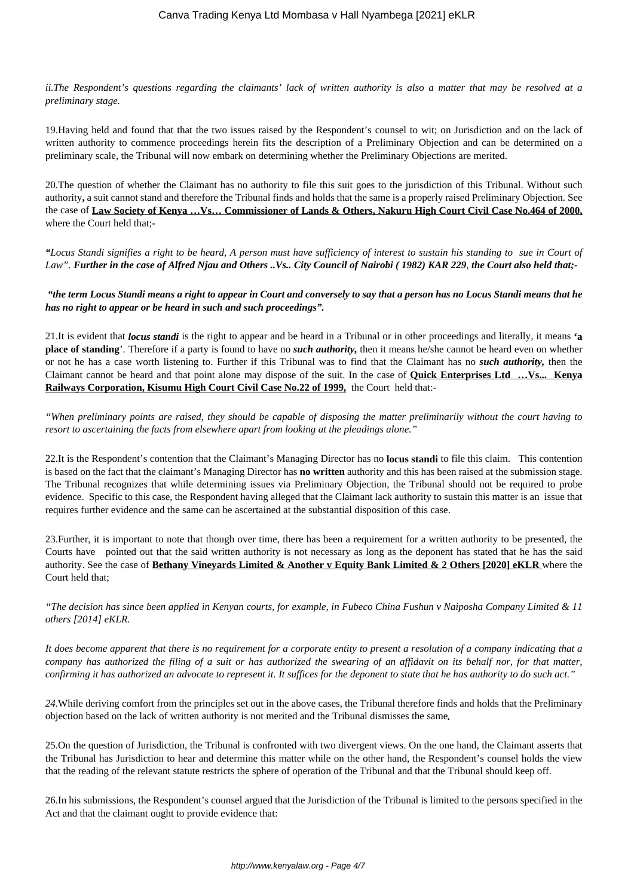*ii.The Respondent's questions regarding the claimants' lack of written authority is also a matter that may be resolved at a preliminary stage.*

19.Having held and found that that the two issues raised by the Respondent's counsel to wit; on Jurisdiction and on the lack of written authority to commence proceedings herein fits the description of a Preliminary Objection and can be determined on a preliminary scale, the Tribunal will now embark on determining whether the Preliminary Objections are merited.

20.The question of whether the Claimant has no authority to file this suit goes to the jurisdiction of this Tribunal. Without such authority**,** a suit cannot stand and therefore the Tribunal finds and holds that the same is a properly raised Preliminary Objection. See the case of **Law Society of Kenya …Vs… Commissioner of Lands & Others, Nakuru High Court Civil Case No.464 of 2000,** where the Court held that;-

***"****Locus Standi signifies a right to be heard, A person must have sufficiency of interest to sustain his standing to sue in Court of Law".* ***Further in the case of Alfred Njau and Others ..Vs.. City Council of Nairobi ( 1982) KAR 229*****, *the Court also held that;-***

***"the term Locus Standi means a right to appear in Court and conversely to say that a person has no Locus Standi means that he has no right to appear or be heard in such and such proceedings".***

21.It is evident that ***locus standi*** is the right to appear and be heard in a Tribunal or in other proceedings and literally, it means **'a place of standing**'. Therefore if a party is found to have no ***such authority*****,** then it means he/she cannot be heard even on whether or not he has a case worth listening to. Further if this Tribunal was to find that the Claimant has no ***such authority*****,** then the Claimant cannot be heard and that point alone may dispose of the suit. In the case of **Quick Enterprises Ltd …Vs... Kenya Railways Corporation, Kisumu High Court Civil Case No.22 of 1999,** the Court held that:-

*"When preliminary points are raised, they should be capable of disposing the matter preliminarily without the court having to resort to ascertaining the facts from elsewhere apart from looking at the pleadings alone."*

22.It is the Respondent's contention that the Claimant's Managing Director has no **locus standi** to file this claim. This contention is based on the fact that the claimant's Managing Director has **no written** authority and this has been raised at the submission stage. The Tribunal recognizes that while determining issues via Preliminary Objection, the Tribunal should not be required to probe evidence. Specific to this case, the Respondent having alleged that the Claimant lack authority to sustain this matter is an issue that requires further evidence and the same can be ascertained at the substantial disposition of this case.

23.Further, it is important to note that though over time, there has been a requirement for a written authority to be presented, the Courts have pointed out that the said written authority is not necessary as long as the deponent has stated that he has the said authority. See the case of **Bethany Vineyards Limited & Another v Equity Bank Limited & 2 Others [2020] eKLR** where the Court held that;

*"The decision has since been applied in Kenyan courts, for example, in Fubeco China Fushun v Naiposha Company Limited & 11 others [2014] eKLR.*

*It does become apparent that there is no requirement for a corporate entity to present a resolution of a company indicating that a company has authorized the filing of a suit or has authorized the swearing of an affidavit on its behalf nor, for that matter, confirming it has authorized an advocate to represent it. It suffices for the deponent to state that he has authority to do such act."*

*24.*While deriving comfort from the principles set out in the above cases, the Tribunal therefore finds and holds that the Preliminary objection based on the lack of written authority is not merited and the Tribunal dismisses the same**.**

25.On the question of Jurisdiction, the Tribunal is confronted with two divergent views. On the one hand, the Claimant asserts that the Tribunal has Jurisdiction to hear and determine this matter while on the other hand, the Respondent's counsel holds the view that the reading of the relevant statute restricts the sphere of operation of the Tribunal and that the Tribunal should keep off.

26.In his submissions, the Respondent's counsel argued that the Jurisdiction of the Tribunal is limited to the persons specified in the Act and that the claimant ought to provide evidence that: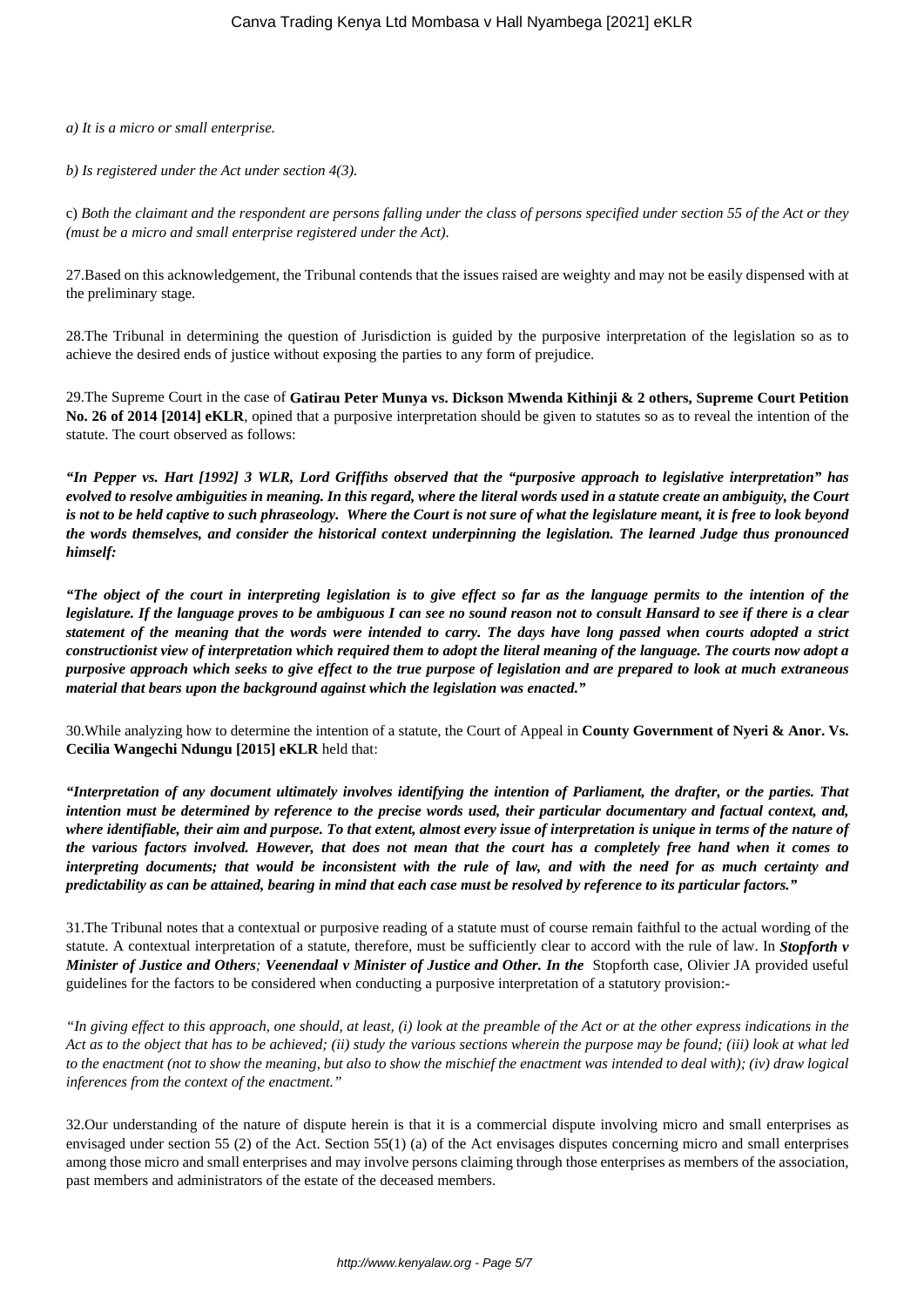*a) It is a micro or small enterprise.*

*b) Is registered under the Act under section 4(3).*

c) *Both the claimant and the respondent are persons falling under the class of persons specified under section 55 of the Act or they (must be a micro and small enterprise registered under the Act).*

27.Based on this acknowledgement, the Tribunal contends that the issues raised are weighty and may not be easily dispensed with at the preliminary stage.

28.The Tribunal in determining the question of Jurisdiction is guided by the purposive interpretation of the legislation so as to achieve the desired ends of justice without exposing the parties to any form of prejudice.

29.The Supreme Court in the case of **Gatirau Peter Munya vs. Dickson Mwenda Kithinji & 2 others, Supreme Court Petition No. 26 of 2014 [2014] eKLR**, opined that a purposive interpretation should be given to statutes so as to reveal the intention of the statute. The court observed as follows:

***"In Pepper vs. Hart [1992] 3 WLR, Lord Griffiths observed that the "purposive approach to legislative interpretation" has evolved to resolve ambiguities in meaning. In this regard, where the literal words used in a statute create an ambiguity, the Court is not to be held captive to such phraseology. Where the Court is not sure of what the legislature meant, it is free to look beyond the words themselves, and consider the historical context underpinning the legislation. The learned Judge thus pronounced himself:***

***"The object of the court in interpreting legislation is to give effect so far as the language permits to the intention of the legislature. If the language proves to be ambiguous I can see no sound reason not to consult Hansard to see if there is a clear statement of the meaning that the words were intended to carry. The days have long passed when courts adopted a strict constructionist view of interpretation which required them to adopt the literal meaning of the language. The courts now adopt a purposive approach which seeks to give effect to the true purpose of legislation and are prepared to look at much extraneous material that bears upon the background against which the legislation was enacted."***

30.While analyzing how to determine the intention of a statute, the Court of Appeal in **County Government of Nyeri & Anor. Vs. Cecilia Wangechi Ndungu [2015] eKLR** held that:

***"Interpretation of any document ultimately involves identifying the intention of Parliament, the drafter, or the parties. That intention must be determined by reference to the precise words used, their particular documentary and factual context, and, where identifiable, their aim and purpose. To that extent, almost every issue of interpretation is unique in terms of the nature of the various factors involved. However, that does not mean that the court has a completely free hand when it comes to interpreting documents; that would be inconsistent with the rule of law, and with the need for as much certainty and predictability as can be attained, bearing in mind that each case must be resolved by reference to its particular factors."***

31.The Tribunal notes that a contextual or purposive reading of a statute must of course remain faithful to the actual wording of the statute. A contextual interpretation of a statute, therefore, must be sufficiently clear to accord with the rule of law. In ***Stopforth v Minister of Justice and Others**; **Veenendaal v Minister of Justice and Other. In the*** Stopforth case, Olivier JA provided useful guidelines for the factors to be considered when conducting a purposive interpretation of a statutory provision:-

*"In giving effect to this approach, one should, at least, (i) look at the preamble of the Act or at the other express indications in the Act as to the object that has to be achieved; (ii) study the various sections wherein the purpose may be found; (iii) look at what led to the enactment (not to show the meaning, but also to show the mischief the enactment was intended to deal with); (iv) draw logical inferences from the context of the enactment."*

32.Our understanding of the nature of dispute herein is that it is a commercial dispute involving micro and small enterprises as envisaged under section 55 (2) of the Act. Section 55(1) (a) of the Act envisages disputes concerning micro and small enterprises among those micro and small enterprises and may involve persons claiming through those enterprises as members of the association, past members and administrators of the estate of the deceased members.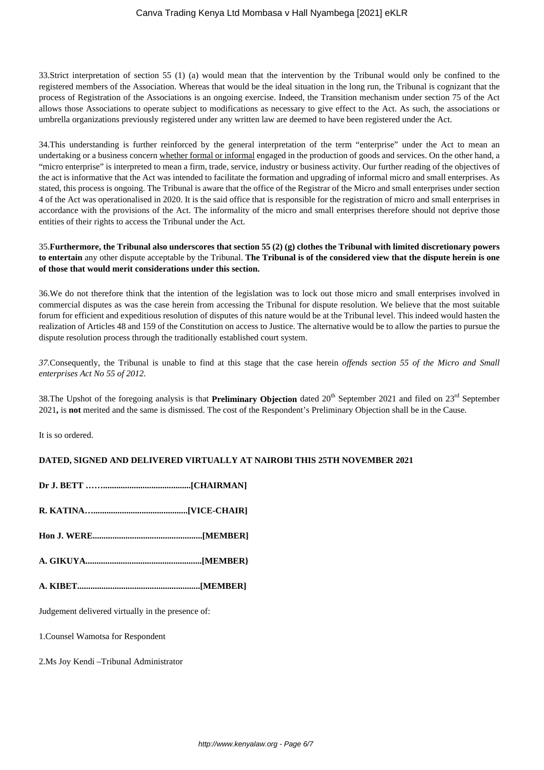33.Strict interpretation of section 55 (1) (a) would mean that the intervention by the Tribunal would only be confined to the registered members of the Association. Whereas that would be the ideal situation in the long run, the Tribunal is cognizant that the process of Registration of the Associations is an ongoing exercise. Indeed, the Transition mechanism under section 75 of the Act allows those Associations to operate subject to modifications as necessary to give effect to the Act. As such, the associations or umbrella organizations previously registered under any written law are deemed to have been registered under the Act.

34.This understanding is further reinforced by the general interpretation of the term "enterprise" under the Act to mean an undertaking or a business concern whether formal or informal engaged in the production of goods and services. On the other hand, a "micro enterprise" is interpreted to mean a firm, trade, service, industry or business activity. Our further reading of the objectives of the act is informative that the Act was intended to facilitate the formation and upgrading of informal micro and small enterprises. As stated, this process is ongoing. The Tribunal is aware that the office of the Registrar of the Micro and small enterprises under section 4 of the Act was operationalised in 2020. It is the said office that is responsible for the registration of micro and small enterprises in accordance with the provisions of the Act. The informality of the micro and small enterprises therefore should not deprive those entities of their rights to access the Tribunal under the Act.

35.**Furthermore, the Tribunal also underscores that section 55 (2) (g) clothes the Tribunal with limited discretionary powers to entertain** any other dispute acceptable by the Tribunal. **The Tribunal is of the considered view that the dispute herein is one of those that would merit considerations under this section.**

36.We do not therefore think that the intention of the legislation was to lock out those micro and small enterprises involved in commercial disputes as was the case herein from accessing the Tribunal for dispute resolution. We believe that the most suitable forum for efficient and expeditious resolution of disputes of this nature would be at the Tribunal level. This indeed would hasten the realization of Articles 48 and 159 of the Constitution on access to Justice. The alternative would be to allow the parties to pursue the dispute resolution process through the traditionally established court system.

*37.*Consequently, the Tribunal is unable to find at this stage that the case herein *offends section 55 of the Micro and Small enterprises Act No 55 of 2012.*

38.The Upshot of the foregoing analysis is that **Preliminary Objection** dated 20th September 2021 and filed on 23rd September 2021**,** is **not** merited and the same is dismissed. The cost of the Respondent's Preliminary Objection shall be in the Cause.

It is so ordered.

**DATED, SIGNED AND DELIVERED VIRTUALLY AT NAIROBI THIS 25TH NOVEMBER 2021**

**Dr J. BETT ……........................................[CHAIRMAN]**

**R. KATINA…..........................................[VICE-CHAIR]**

**Hon J. WERE.................................................[MEMBER]**

**A. GIKUYA....................................................[MEMBER}**

**A. KIBET.......................................................[MEMBER]**

Judgement delivered virtually in the presence of:

1.Counsel Wamotsa for Respondent

2.Ms Joy Kendi –Tribunal Administrator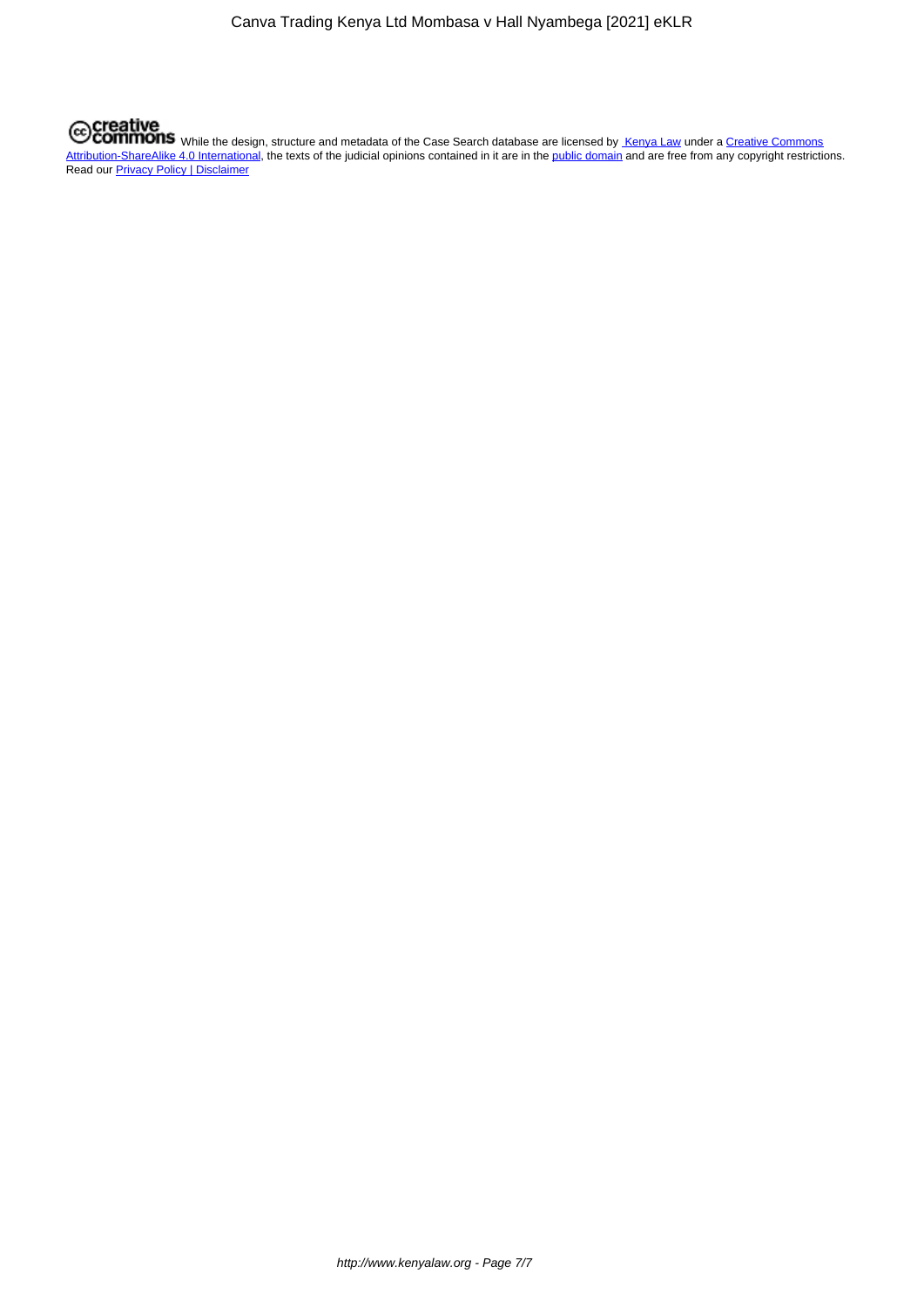While the design, structure and metadata of the Case Search database are licensed by Kenya Law under a Creative Commons Attribution-ShareAlike 4.0 International, the texts of the judicial opinions contained in it are in the public domain and are free from any copyright restrictions. Read our Privacy Policy | Disclaimer